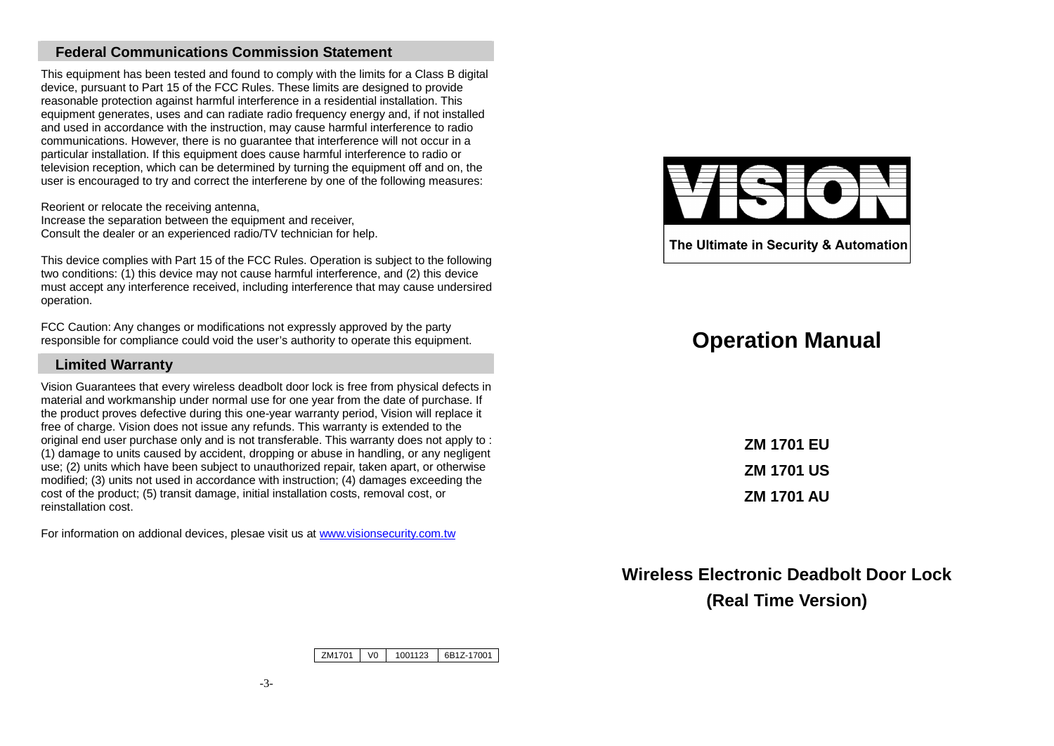## Federal Communications Commission Statement

This equipment has been tested and found to comply with the limits for a Class B digital device, pursuant to Part 15 of the FCC Rules. These limits are designed to provide reasonable protection against harmful interference in a residential installation. This equipment generates, uses and can radiate radio frequency energy and, if not installed and used in accordance with the instruction, may cause harmful interference to radio communications. However, there is no guarantee that interference will not occur in a particular installation. If this equipment does cause harmful interference to radio or television reception, which can be determined by turning the equipment off and on, the user is encouraged to try and correct the interferene by one of the following measures:

Reorient or relocate the receiving antenna,
Increase the separation between the equipment and receiver,
Consult the dealer or an experienced radio/TV technician for help.

This device complies with Part 15 of the FCC Rules. Operation is subject to the following two conditions: (1) this device may not cause harmful interference, and (2) this device must accept any interference received, including interference that may cause undersired operation.

FCC Caution: Any changes or modifications not expressly approved by the party responsible for compliance could void the user's authority to operate this equipment.

## Limited Warranty

Vision Guarantees that every wireless deadbolt door lock is free from physical defects in material and workmanship under normal use for one year from the date of purchase. If the product proves defective during this one-year warranty period, Vision will replace it free of charge. Vision does not issue any refunds. This warranty is extended to the original end user purchase only and is not transferable. This warranty does not apply to : (1) damage to units caused by accident, dropping or abuse in handling, or any negligent use; (2) units which have been subject to unauthorized repair, taken apart, or otherwise modified; (3) units not used in accordance with instruction; (4) damages exceeding the cost of the product; (5) transit damage, initial installation costs, removal cost, or reinstallation cost.

For information on addional devices, plesae visit us at [www.visionsecurity.com.tw](http://www.visionsecurity.com.tw)

| ZM1701 | V0 | 1001123 | 6B1Z-17001 |
|---|---|---|---|

VISION

The Ultimate in Security & Automation

# Operation Manual

**ZM 1701 EU**

**ZM 1701 US**

**ZM 1701 AU**

## Wireless Electronic Deadbolt Door Lock
## (Real Time Version)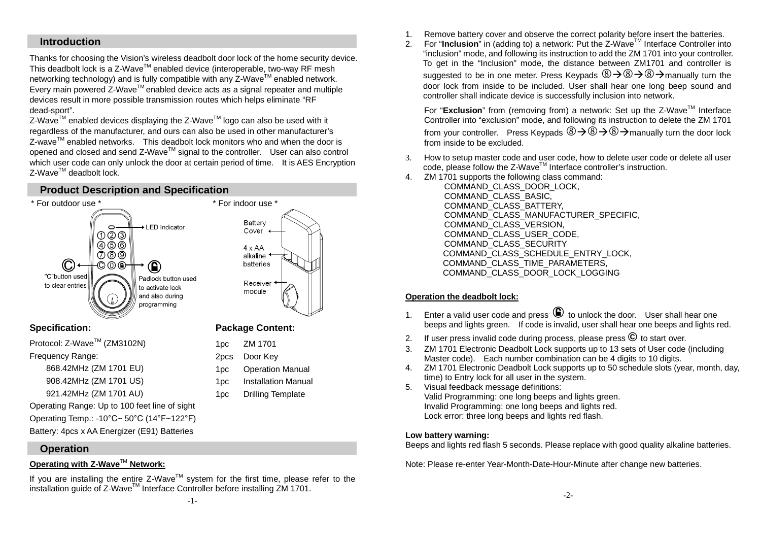## Introduction

Thanks for choosing the Vision's wireless deadbolt door lock of the home security device. This deadbolt lock is a Z-Wave™ enabled device (interoperable, two-way RF mesh networking technology) and is fully compatible with any Z-Wave™ enabled network. Every main powered Z-Wave™ enabled device acts as a signal repeater and multiple devices result in more possible transmission routes which helps eliminate "RF dead-sport".

Z-Wave™ enabled devices displaying the Z-Wave™ logo can also be used with it regardless of the manufacturer, and ours can also be used in other manufacturer's Z-wave™ enabled networks. This deadbolt lock monitors who and when the door is opened and closed and send Z-Wave™ signal to the controller. User can also control which user code can only unlock the door at certain period of time. It is AES Encryption Z-Wave™ deadbolt lock.

## Product Description and Specification

\* For outdoor use \*

LED Indicator

"C"button used to clear entries

Padlock button used to activate lock and also during programming

\* For indoor use \*

Battery Cover

4 x AA alkaline batteries

Receiver module

### Specification:

Protocol: Z-Wave™ (ZM3102N)

Frequency Range:

- 868.42MHz (ZM 1701 EU)
- 908.42MHz (ZM 1701 US)
- 921.42MHz (ZM 1701 AU)

Operating Range: Up to 100 feet line of sight

Operating Temp.: -10°C~ 50°C (14°F~122°F)

Battery: 4pcs x AA Energizer (E91) Batteries

### Package Content:

| | |
|---|---|
| 1pc | ZM 1701 |
| 2pcs | Door Key |
| 1pc | Operation Manual |
| 1pc | Installation Manual |
| 1pc | Drilling Template |

## Operation

**Operating with Z-Wave™ Network:**

If you are installing the entire Z-Wave™ system for the first time, please refer to the installation guide of Z-Wave™ Interface Controller before installing ZM 1701.

1. Remove battery cover and observe the correct polarity before insert the batteries.
2. For "**Inclusion**" in (adding to) a network: Put the Z-Wave™ Interface Controller into "inclusion" mode, and following its instruction to add the ZM 1701 into your controller. To get in the "Inclusion" mode, the distance between ZM1701 and controller is suggested to be in one meter. Press Keypads ⑧→⑧→⑧→manually turn the door lock from inside to be included. User shall hear one long beep sound and controller shall indicate device is successfully inclusion into network.

   For "**Exclusion**" from (removing from) a network: Set up the Z-Wave™ Interface Controller into "exclusion" mode, and following its instruction to delete the ZM 1701 from your controller. Press Keypads ⑧→⑧→⑧→manually turn the door lock from inside to be excluded.
3. How to setup master code and user code, how to delete user code or delete all user code, please follow the Z-Wave™ Interface controller's instruction.
4. ZM 1701 supports the following class command:
   - COMMAND_CLASS_DOOR_LOCK,
   - COMMAND_CLASS_BASIC,
   - COMMAND_CLASS_BATTERY,
   - COMMAND_CLASS_MANUFACTURER_SPECIFIC,
   - COMMAND_CLASS_VERSION,
   - COMMAND_CLASS_USER_CODE,
   - COMMAND_CLASS_SECURITY
   - COMMAND_CLASS_SCHEDULE_ENTRY_LOCK,
   - COMMAND_CLASS_TIME_PARAMETERS,
   - COMMAND_CLASS_DOOR_LOCK_LOGGING

**Operation the deadbolt lock:**

1. Enter a valid user code and press 🔓 to unlock the door. User shall hear one beeps and lights green. If code is invalid, user shall hear one beeps and lights red.
2. If user press invalid code during process, please press © to start over.
3. ZM 1701 Electronic Deadbolt Lock supports up to 13 sets of User code (including Master code). Each number combination can be 4 digits to 10 digits.
4. ZM 1701 Electronic Deadbolt Lock supports up to 50 schedule slots (year, month, day, time) to Entry lock for all user in the system.
5. Visual feedback message definitions:
   Valid Programming: one long beeps and lights green.
   Invalid Programming: one long beeps and lights red.
   Lock error: three long beeps and lights red flash.

**Low battery warning:**

Beeps and lights red flash 5 seconds. Please replace with good quality alkaline batteries.

Note: Please re-enter Year-Month-Date-Hour-Minute after change new batteries.